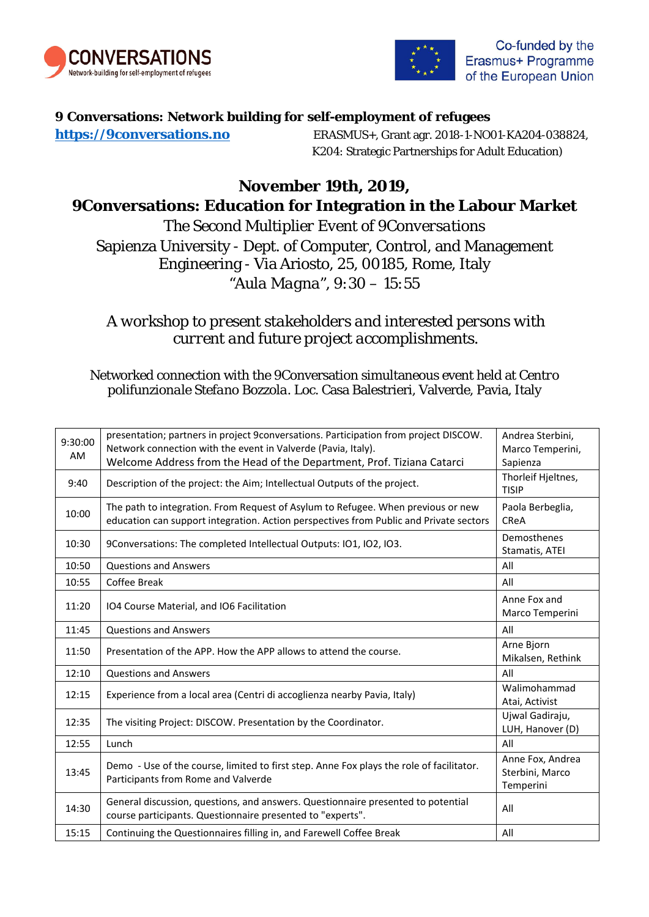9 CONVERSATIONS
Network-building for self-employment of refugees

Co-funded by the Erasmus+ Programme of the European Union

**9 Conversations: Network building for self-employment of refugees**

**https://9conversations.no** ERASMUS+, Grant agr. 2018-1-NO01-KA204-038824, K204: Strategic Partnerships for Adult Education)

# November 19th, 2019,
# 9Conversations: Education for Integration in the Labour Market

The Second Multiplier Event of 9Conversations
Sapienza University - Dept. of Computer, Control, and Management Engineering - Via Ariosto, 25, 00185, Rome, Italy
"Aula Magna", 9:30 – 15:55

*A workshop to present stakeholders and interested persons with current and future project accomplishments.*

Networked connection with the 9Conversation simultaneous event held at Centro polifunzionale Stefano Bozzola. Loc. Casa Balestrieri, Valverde, Pavia, Italy

| | | |
|---|---|---|
| 9:30:00 AM | presentation; partners in project 9conversations. Participation from project DISCOW. Network connection with the event in Valverde (Pavia, Italy). Welcome Address from the Head of the Department, Prof. Tiziana Catarci | Andrea Sterbini, Marco Temperini, Sapienza |
| 9:40 | Description of the project: the Aim; Intellectual Outputs of the project. | Thorleif Hjeltnes, TISIP |
| 10:00 | The path to integration. From Request of Asylum to Refugee. When previous or new education can support integration. Action perspectives from Public and Private sectors | Paola Berbeglia, CReA |
| 10:30 | 9Conversations: The completed Intellectual Outputs: IO1, IO2, IO3. | Demosthenes Stamatis, ATEI |
| 10:50 | Questions and Answers | All |
| 10:55 | Coffee Break | All |
| 11:20 | IO4 Course Material, and IO6 Facilitation | Anne Fox and Marco Temperini |
| 11:45 | Questions and Answers | All |
| 11:50 | Presentation of the APP. How the APP allows to attend the course. | Arne Bjorn Mikalsen, Rethink |
| 12:10 | Questions and Answers | All |
| 12:15 | Experience from a local area (Centri di accoglienza nearby Pavia, Italy) | Walimohammad Atai, Activist |
| 12:35 | The visiting Project: DISCOW. Presentation by the Coordinator. | Ujwal Gadiraju, LUH, Hanover (D) |
| 12:55 | Lunch | All |
| 13:45 | Demo - Use of the course, limited to first step. Anne Fox plays the role of facilitator. Participants from Rome and Valverde | Anne Fox, Andrea Sterbini, Marco Temperini |
| 14:30 | General discussion, questions, and answers. Questionnaire presented to potential course participants. Questionnaire presented to "experts". | All |
| 15:15 | Continuing the Questionnaires filling in, and Farewell Coffee Break | All |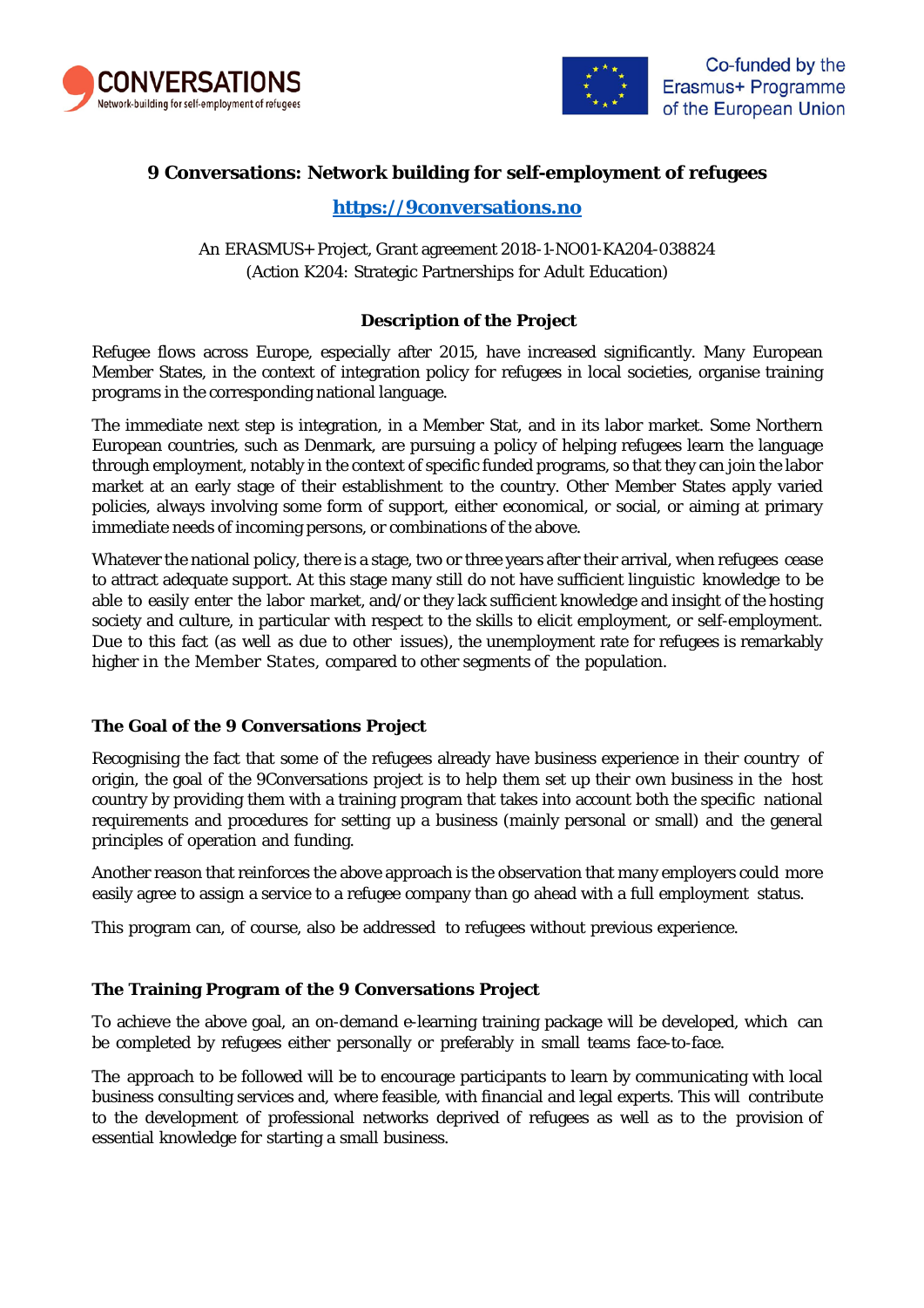# 9 Conversations: Network building for self-employment of refugees

**[https://9conversations.no](https://9conversations.no)**

An ERASMUS+ Project, Grant agreement 2018-1-NO01-KA204-038824
(Action K204: Strategic Partnerships for Adult Education)

### Description of the Project

Refugee flows across Europe, especially after 2015, have increased significantly. Many European Member States, in the context of integration policy for refugees in local societies, organise training programs in the corresponding national language.

The immediate next step is integration, in a Member Stat, and in its labor market. Some Northern European countries, such as Denmark, are pursuing a policy of helping refugees learn the language through employment, notably in the context of specific funded programs, so that they can join the labor market at an early stage of their establishment to the country. Other Member States apply varied policies, always involving some form of support, either economical, or social, or aiming at primary immediate needs of incoming persons, or combinations of the above.

Whatever the national policy, there is a stage, two or three years after their arrival, when refugees cease to attract adequate support. At this stage many still do not have sufficient linguistic knowledge to be able to easily enter the labor market, and/or they lack sufficient knowledge and insight of the hosting society and culture, in particular with respect to the skills to elicit employment, or self-employment. Due to this fact (as well as due to other issues), the unemployment rate for refugees is remarkably higher in the Member States, compared to other segments of the population.

### The Goal of the 9 Conversations Project

Recognising the fact that some of the refugees already have business experience in their country of origin, the goal of the 9Conversations project is to help them set up their own business in the host country by providing them with a training program that takes into account both the specific national requirements and procedures for setting up a business (mainly personal or small) and the general principles of operation and funding.

Another reason that reinforces the above approach is the observation that many employers could more easily agree to assign a service to a refugee company than go ahead with a full employment status.

This program can, of course, also be addressed to refugees without previous experience.

### The Training Program of the 9 Conversations Project

To achieve the above goal, an on-demand e-learning training package will be developed, which can be completed by refugees either personally or preferably in small teams face-to-face.

The approach to be followed will be to encourage participants to learn by communicating with local business consulting services and, where feasible, with financial and legal experts. This will contribute to the development of professional networks deprived of refugees as well as to the provision of essential knowledge for starting a small business.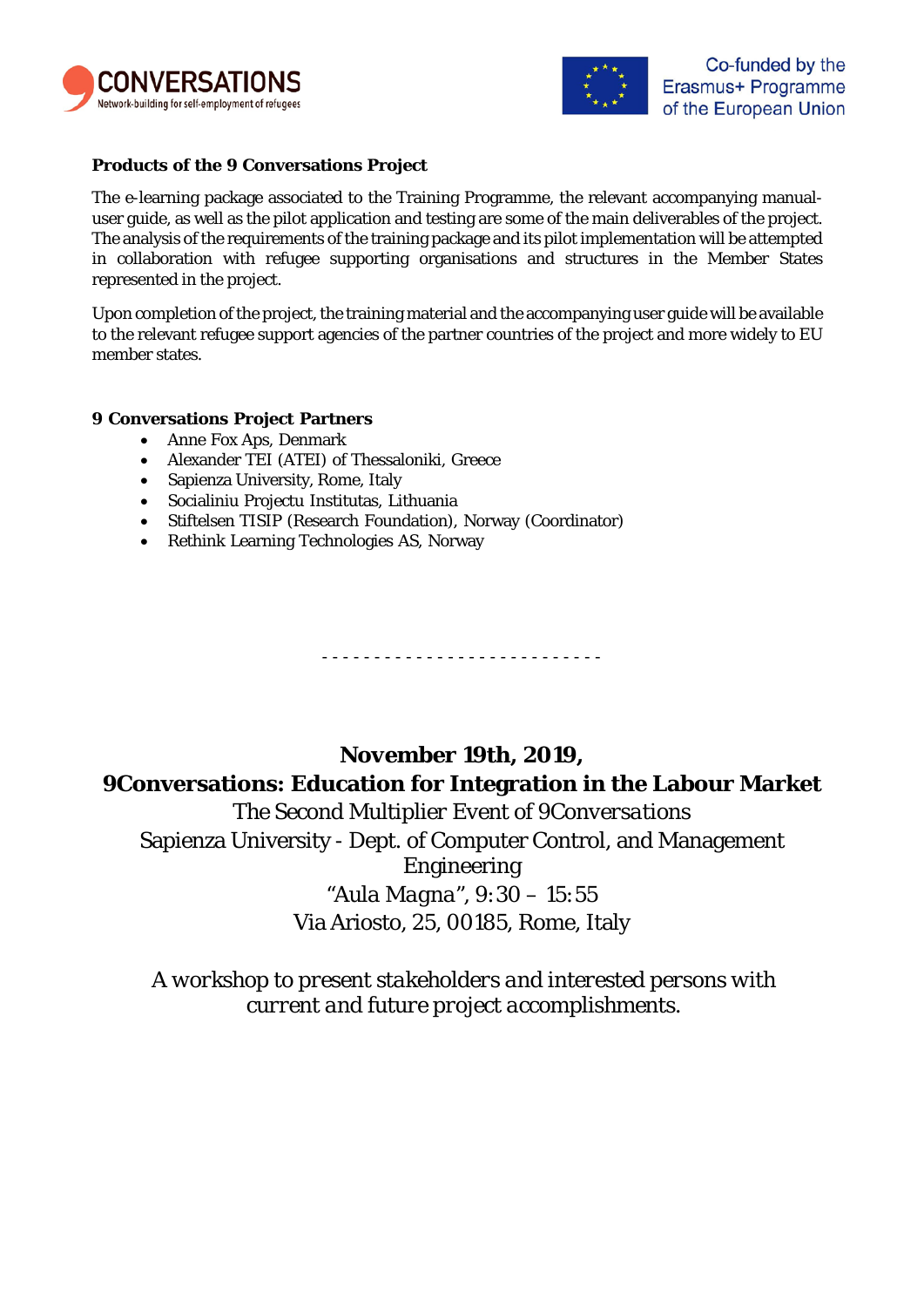**Products of the 9 Conversations Project**

The e-learning package associated to the Training Programme, the relevant accompanying manual-user guide, as well as the pilot application and testing are some of the main deliverables of the project. The analysis of the requirements of the training package and its pilot implementation will be attempted in collaboration with refugee supporting organisations and structures in the Member States represented in the project.

Upon completion of the project, the training material and the accompanying user guide will be available to the relevant refugee support agencies of the partner countries of the project and more widely to EU member states.

**9 Conversations Project Partners**

- Anne Fox Aps, Denmark
- Alexander TEI (ATEI) of Thessaloniki, Greece
- Sapienza University, Rome, Italy
- Socialiniu Projectu Institutas, Lithuania
- Stiftelsen TISIP (Research Foundation), Norway (Coordinator)
- Rethink Learning Technologies AS, Norway

- - - - - - - - - - - - - - - - - - - - - - - - - - -

**November 19th, 2019,**

**9Conversations: Education for Integration in the Labour Market**

The Second Multiplier Event of 9Conversations

Sapienza University - Dept. of Computer Control, and Management Engineering

“Aula Magna”, 9:30 – 15:55

Via Ariosto, 25, 00185, Rome, Italy

*A workshop to present stakeholders and interested persons with current and future project accomplishments.*